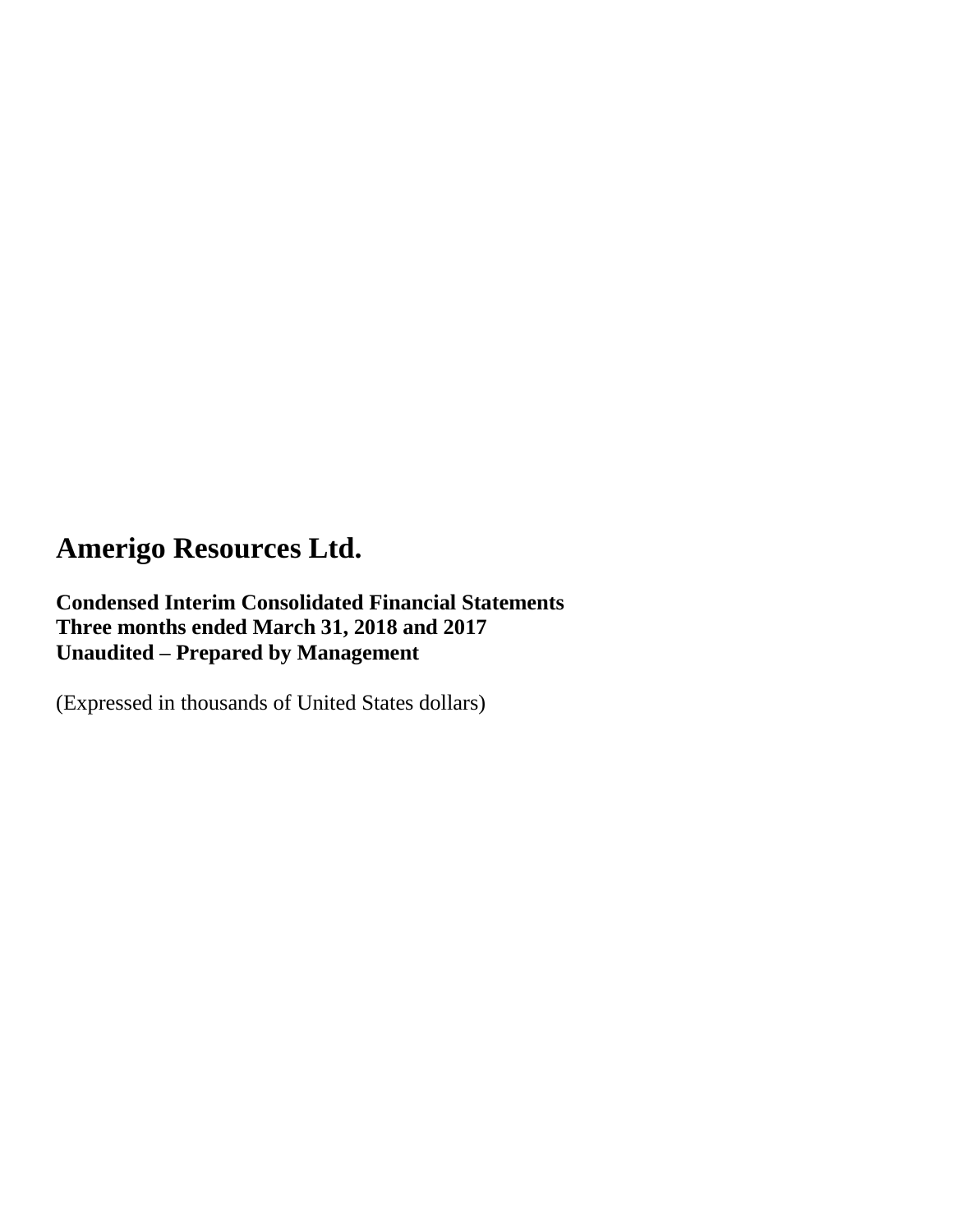# Amerigo Resources Ltd.

**Condensed Interim Consolidated Financial Statements**
**Three months ended March 31, 2018 and 2017**
**Unaudited – Prepared by Management**

(Expressed in thousands of United States dollars)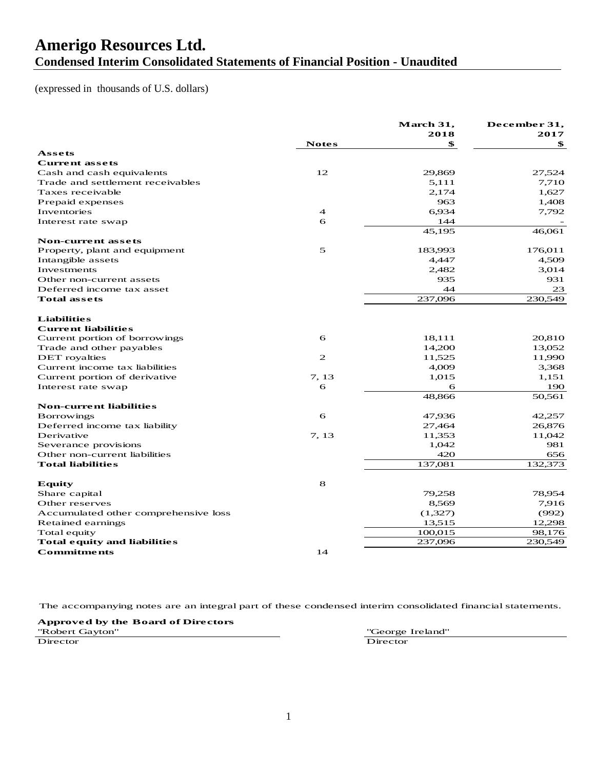# Amerigo Resources Ltd.

## Condensed Interim Consolidated Statements of Financial Position - Unaudited

(expressed in thousands of U.S. dollars)

| | Notes | March 31, 2018 $ | December 31, 2017 $ |
|---|---|---|---|
| **Assets** | | | |
| **Current assets** | | | |
| Cash and cash equivalents | 12 | 29,869 | 27,524 |
| Trade and settlement receivables | | 5,111 | 7,710 |
| Taxes receivable | | 2,174 | 1,627 |
| Prepaid expenses | | 963 | 1,408 |
| Inventories | 4 | 6,934 | 7,792 |
| Interest rate swap | 6 | 144 | - |
| | | 45,195 | 46,061 |
| **Non-current assets** | | | |
| Property, plant and equipment | 5 | 183,993 | 176,011 |
| Intangible assets | | 4,447 | 4,509 |
| Investments | | 2,482 | 3,014 |
| Other non-current assets | | 935 | 931 |
| Deferred income tax asset | | 44 | 23 |
| **Total assets** | | 237,096 | 230,549 |
| | | | |
| **Liabilities** | | | |
| **Current liabilities** | | | |
| Current portion of borrowings | 6 | 18,111 | 20,810 |
| Trade and other payables | | 14,200 | 13,052 |
| DET royalties | 2 | 11,525 | 11,990 |
| Current income tax liabilities | | 4,009 | 3,368 |
| Current portion of derivative | 7, 13 | 1,015 | 1,151 |
| Interest rate swap | 6 | 6 | 190 |
| | | 48,866 | 50,561 |
| **Non-current liabilities** | | | |
| Borrowings | 6 | 47,936 | 42,257 |
| Deferred income tax liability | | 27,464 | 26,876 |
| Derivative | 7, 13 | 11,353 | 11,042 |
| Severance provisions | | 1,042 | 981 |
| Other non-current liabilities | | 420 | 656 |
| **Total liabilities** | | 137,081 | 132,373 |
| | | | |
| **Equity** | 8 | | |
| Share capital | | 79,258 | 78,954 |
| Other reserves | | 8,569 | 7,916 |
| Accumulated other comprehensive loss | | (1,327) | (992) |
| Retained earnings | | 13,515 | 12,298 |
| Total equity | | 100,015 | 98,176 |
| **Total equity and liabilities** | | 237,096 | 230,549 |
| **Commitments** | 14 | | |

The accompanying notes are an integral part of these condensed interim consolidated financial statements.

**Approved by the Board of Directors**

| "Robert Gayton" | "George Ireland" |
|---|---|
| Director | Director |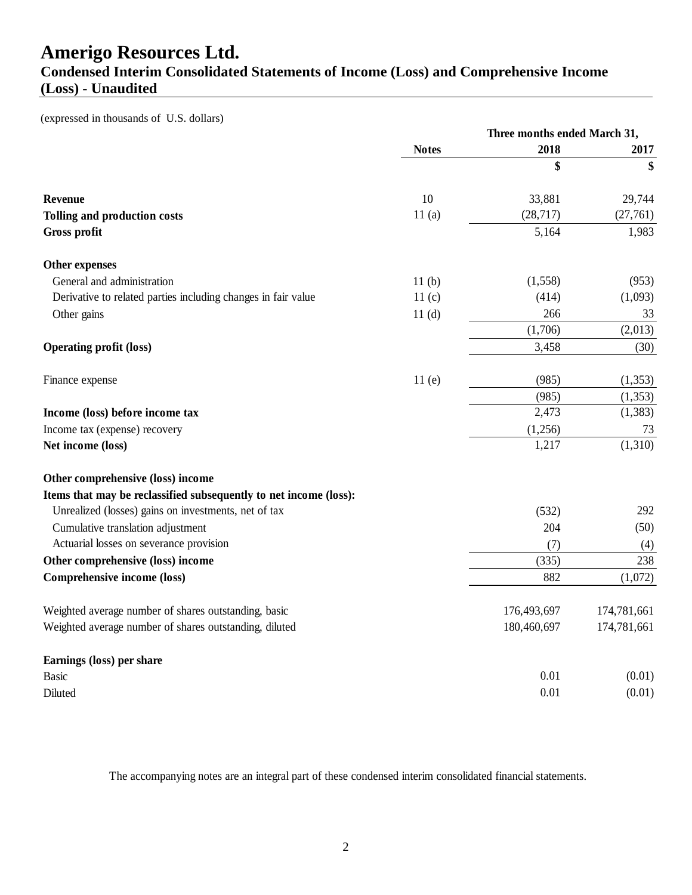# Amerigo Resources Ltd.

## Condensed Interim Consolidated Statements of Income (Loss) and Comprehensive Income (Loss) - Unaudited

(expressed in thousands of U.S. dollars)

| | Notes | Three months ended March 31, 2018 | 2017 |
|---|---|---|---|
| | | $ | $ |
| **Revenue** | 10 | 33,881 | 29,744 |
| **Tolling and production costs** | 11 (a) | (28,717) | (27,761) |
| **Gross profit** | | 5,164 | 1,983 |
| **Other expenses** | | | |
| General and administration | 11 (b) | (1,558) | (953) |
| Derivative to related parties including changes in fair value | 11 (c) | (414) | (1,093) |
| Other gains | 11 (d) | 266 | 33 |
| | | (1,706) | (2,013) |
| **Operating profit (loss)** | | 3,458 | (30) |
| Finance expense | 11 (e) | (985) | (1,353) |
| | | (985) | (1,353) |
| **Income (loss) before income tax** | | 2,473 | (1,383) |
| Income tax (expense) recovery | | (1,256) | 73 |
| **Net income (loss)** | | 1,217 | (1,310) |
| **Other comprehensive (loss) income** | | | |
| **Items that may be reclassified subsequently to net income (loss):** | | | |
| Unrealized (losses) gains on investments, net of tax | | (532) | 292 |
| Cumulative translation adjustment | | 204 | (50) |
| Actuarial losses on severance provision | | (7) | (4) |
| **Other comprehensive (loss) income** | | (335) | 238 |
| **Comprehensive income (loss)** | | 882 | (1,072) |
| Weighted average number of shares outstanding, basic | | 176,493,697 | 174,781,661 |
| Weighted average number of shares outstanding, diluted | | 180,460,697 | 174,781,661 |
| **Earnings (loss) per share** | | | |
| Basic | | 0.01 | (0.01) |
| Diluted | | 0.01 | (0.01) |

The accompanying notes are an integral part of these condensed interim consolidated financial statements.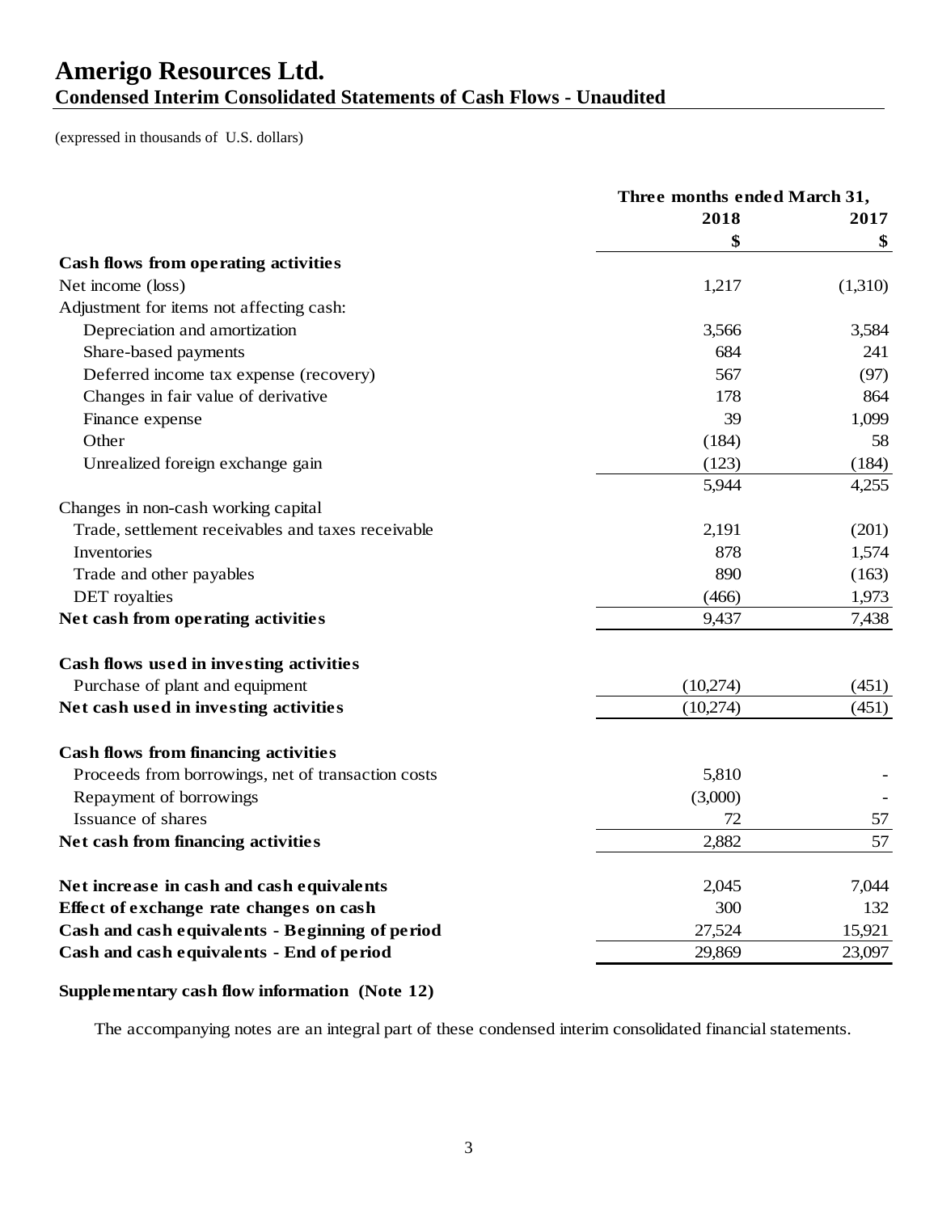# Amerigo Resources Ltd.
## Condensed Interim Consolidated Statements of Cash Flows - Unaudited

(expressed in thousands of U.S. dollars)

| | Three months ended March 31, | |
|---|---|---|
| | 2018 | 2017 |
| | $ | $ |
| **Cash flows from operating activities** | | |
| Net income (loss) | 1,217 | (1,310) |
| Adjustment for items not affecting cash: | | |
| Depreciation and amortization | 3,566 | 3,584 |
| Share-based payments | 684 | 241 |
| Deferred income tax expense (recovery) | 567 | (97) |
| Changes in fair value of derivative | 178 | 864 |
| Finance expense | 39 | 1,099 |
| Other | (184) | 58 |
| Unrealized foreign exchange gain | (123) | (184) |
| | 5,944 | 4,255 |
| Changes in non-cash working capital | | |
| Trade, settlement receivables and taxes receivable | 2,191 | (201) |
| Inventories | 878 | 1,574 |
| Trade and other payables | 890 | (163) |
| DET royalties | (466) | 1,973 |
| **Net cash from operating activities** | 9,437 | 7,438 |
| **Cash flows used in investing activities** | | |
| Purchase of plant and equipment | (10,274) | (451) |
| **Net cash used in investing activities** | (10,274) | (451) |
| **Cash flows from financing activities** | | |
| Proceeds from borrowings, net of transaction costs | 5,810 | - |
| Repayment of borrowings | (3,000) | - |
| Issuance of shares | 72 | 57 |
| **Net cash from financing activities** | 2,882 | 57 |
| **Net increase in cash and cash equivalents** | 2,045 | 7,044 |
| **Effect of exchange rate changes on cash** | 300 | 132 |
| **Cash and cash equivalents - Beginning of period** | 27,524 | 15,921 |
| **Cash and cash equivalents - End of period** | 29,869 | 23,097 |

**Supplementary cash flow information (Note 12)**

The accompanying notes are an integral part of these condensed interim consolidated financial statements.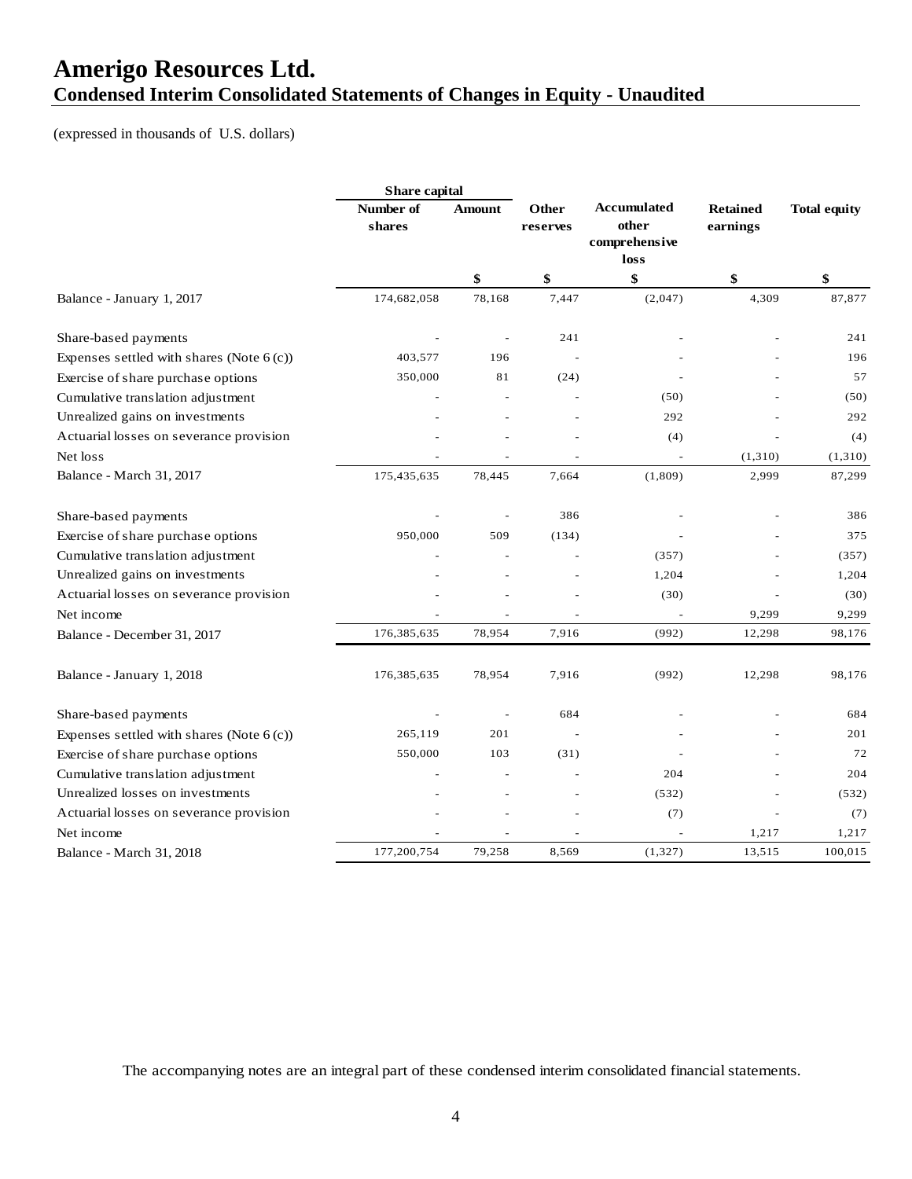# Amerigo Resources Ltd.

## Condensed Interim Consolidated Statements of Changes in Equity - Unaudited

(expressed in thousands of U.S. dollars)

| | Share capital | | | | | |
|---|---|---|---|---|---|---|
| | Number of shares | Amount | Other reserves | Accumulated other comprehensive loss | Retained earnings | Total equity |
| | | $ | $ | $ | $ | $ |
| Balance - January 1, 2017 | 174,682,058 | 78,168 | 7,447 | (2,047) | 4,309 | 87,877 |
| Share-based payments | - | - | 241 | - | - | 241 |
| Expenses settled with shares (Note 6 (c)) | 403,577 | 196 | - | - | - | 196 |
| Exercise of share purchase options | 350,000 | 81 | (24) | - | - | 57 |
| Cumulative translation adjustment | - | - | - | (50) | - | (50) |
| Unrealized gains on investments | - | - | - | 292 | - | 292 |
| Actuarial losses on severance provision | - | - | - | (4) | - | (4) |
| Net loss | - | - | - | - | (1,310) | (1,310) |
| Balance - March 31, 2017 | 175,435,635 | 78,445 | 7,664 | (1,809) | 2,999 | 87,299 |
| Share-based payments | - | - | 386 | - | - | 386 |
| Exercise of share purchase options | 950,000 | 509 | (134) | - | - | 375 |
| Cumulative translation adjustment | - | - | - | (357) | - | (357) |
| Unrealized gains on investments | - | - | - | 1,204 | - | 1,204 |
| Actuarial losses on severance provision | - | - | - | (30) | - | (30) |
| Net income | - | - | - | - | 9,299 | 9,299 |
| Balance - December 31, 2017 | 176,385,635 | 78,954 | 7,916 | (992) | 12,298 | 98,176 |
| Balance - January 1, 2018 | 176,385,635 | 78,954 | 7,916 | (992) | 12,298 | 98,176 |
| Share-based payments | - | - | 684 | - | - | 684 |
| Expenses settled with shares (Note 6 (c)) | 265,119 | 201 | - | - | - | 201 |
| Exercise of share purchase options | 550,000 | 103 | (31) | - | - | 72 |
| Cumulative translation adjustment | - | - | - | 204 | - | 204 |
| Unrealized losses on investments | - | - | - | (532) | - | (532) |
| Actuarial losses on severance provision | - | - | - | (7) | - | (7) |
| Net income | - | - | - | - | 1,217 | 1,217 |
| Balance - March 31, 2018 | 177,200,754 | 79,258 | 8,569 | (1,327) | 13,515 | 100,015 |

The accompanying notes are an integral part of these condensed interim consolidated financial statements.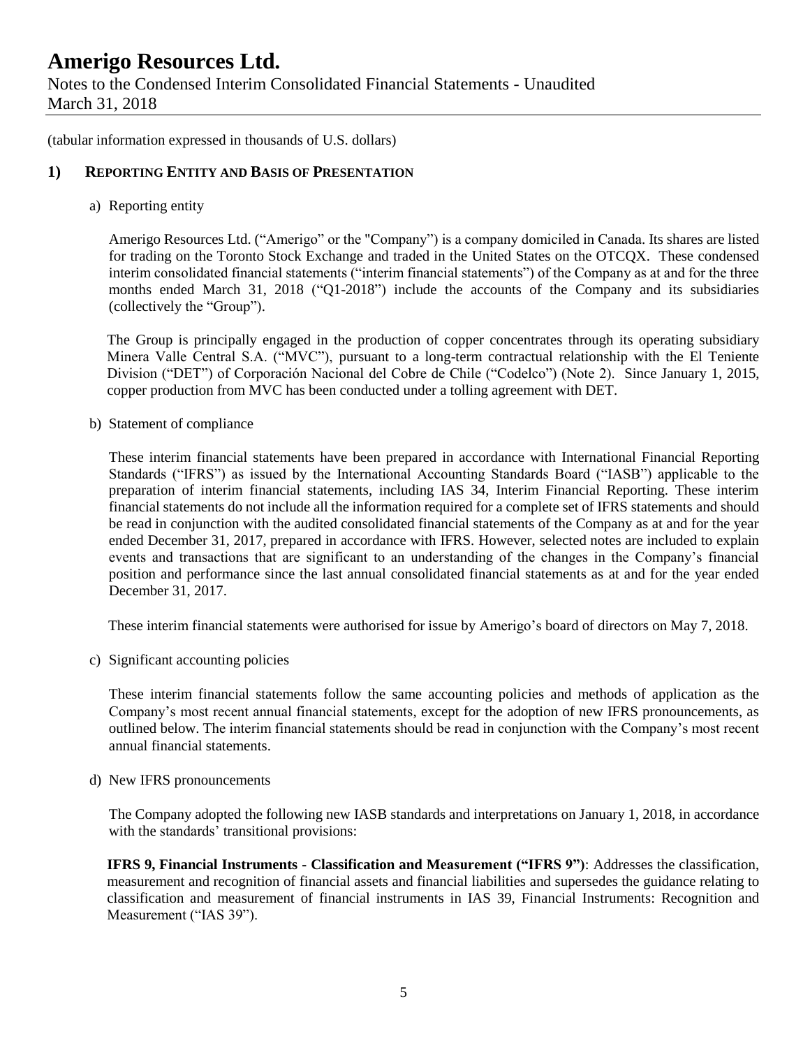(tabular information expressed in thousands of U.S. dollars)

## 1) REPORTING ENTITY AND BASIS OF PRESENTATION

a) Reporting entity

Amerigo Resources Ltd. ("Amerigo" or the "Company") is a company domiciled in Canada. Its shares are listed for trading on the Toronto Stock Exchange and traded in the United States on the OTCQX. These condensed interim consolidated financial statements ("interim financial statements") of the Company as at and for the three months ended March 31, 2018 ("Q1-2018") include the accounts of the Company and its subsidiaries (collectively the "Group").

The Group is principally engaged in the production of copper concentrates through its operating subsidiary Minera Valle Central S.A. ("MVC"), pursuant to a long-term contractual relationship with the El Teniente Division ("DET") of Corporación Nacional del Cobre de Chile ("Codelco") (Note 2). Since January 1, 2015, copper production from MVC has been conducted under a tolling agreement with DET.

b) Statement of compliance

These interim financial statements have been prepared in accordance with International Financial Reporting Standards ("IFRS") as issued by the International Accounting Standards Board ("IASB") applicable to the preparation of interim financial statements, including IAS 34, Interim Financial Reporting. These interim financial statements do not include all the information required for a complete set of IFRS statements and should be read in conjunction with the audited consolidated financial statements of the Company as at and for the year ended December 31, 2017, prepared in accordance with IFRS. However, selected notes are included to explain events and transactions that are significant to an understanding of the changes in the Company's financial position and performance since the last annual consolidated financial statements as at and for the year ended December 31, 2017.

These interim financial statements were authorised for issue by Amerigo's board of directors on May 7, 2018.

c) Significant accounting policies

These interim financial statements follow the same accounting policies and methods of application as the Company's most recent annual financial statements, except for the adoption of new IFRS pronouncements, as outlined below. The interim financial statements should be read in conjunction with the Company's most recent annual financial statements.

d) New IFRS pronouncements

The Company adopted the following new IASB standards and interpretations on January 1, 2018, in accordance with the standards' transitional provisions:

**IFRS 9, Financial Instruments - Classification and Measurement ("IFRS 9")**: Addresses the classification, measurement and recognition of financial assets and financial liabilities and supersedes the guidance relating to classification and measurement of financial instruments in IAS 39, Financial Instruments: Recognition and Measurement ("IAS 39").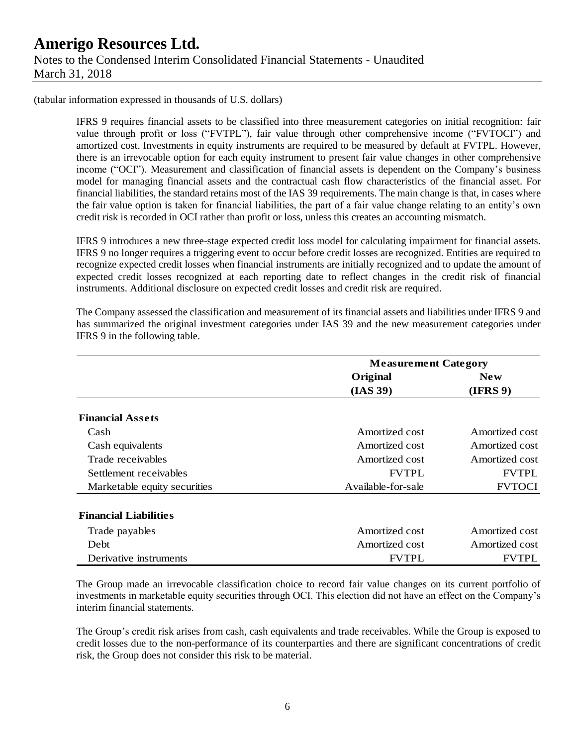(tabular information expressed in thousands of U.S. dollars)

IFRS 9 requires financial assets to be classified into three measurement categories on initial recognition: fair value through profit or loss ("FVTPL"), fair value through other comprehensive income ("FVTOCI") and amortized cost. Investments in equity instruments are required to be measured by default at FVTPL. However, there is an irrevocable option for each equity instrument to present fair value changes in other comprehensive income ("OCI"). Measurement and classification of financial assets is dependent on the Company's business model for managing financial assets and the contractual cash flow characteristics of the financial asset. For financial liabilities, the standard retains most of the IAS 39 requirements. The main change is that, in cases where the fair value option is taken for financial liabilities, the part of a fair value change relating to an entity's own credit risk is recorded in OCI rather than profit or loss, unless this creates an accounting mismatch.

IFRS 9 introduces a new three-stage expected credit loss model for calculating impairment for financial assets. IFRS 9 no longer requires a triggering event to occur before credit losses are recognized. Entities are required to recognize expected credit losses when financial instruments are initially recognized and to update the amount of expected credit losses recognized at each reporting date to reflect changes in the credit risk of financial instruments. Additional disclosure on expected credit losses and credit risk are required.

The Company assessed the classification and measurement of its financial assets and liabilities under IFRS 9 and has summarized the original investment categories under IAS 39 and the new measurement categories under IFRS 9 in the following table.

| | **Measurement Category** | |
|---|---|---|
| | **Original (IAS 39)** | **New (IFRS 9)** |
| **Financial Assets** | | |
| Cash | Amortized cost | Amortized cost |
| Cash equivalents | Amortized cost | Amortized cost |
| Trade receivables | Amortized cost | Amortized cost |
| Settlement receivables | FVTPL | FVTPL |
| Marketable equity securities | Available-for-sale | FVTOCI |
| **Financial Liabilities** | | |
| Trade payables | Amortized cost | Amortized cost |
| Debt | Amortized cost | Amortized cost |
| Derivative instruments | FVTPL | FVTPL |

The Group made an irrevocable classification choice to record fair value changes on its current portfolio of investments in marketable equity securities through OCI. This election did not have an effect on the Company's interim financial statements.

The Group's credit risk arises from cash, cash equivalents and trade receivables. While the Group is exposed to credit losses due to the non-performance of its counterparties and there are significant concentrations of credit risk, the Group does not consider this risk to be material.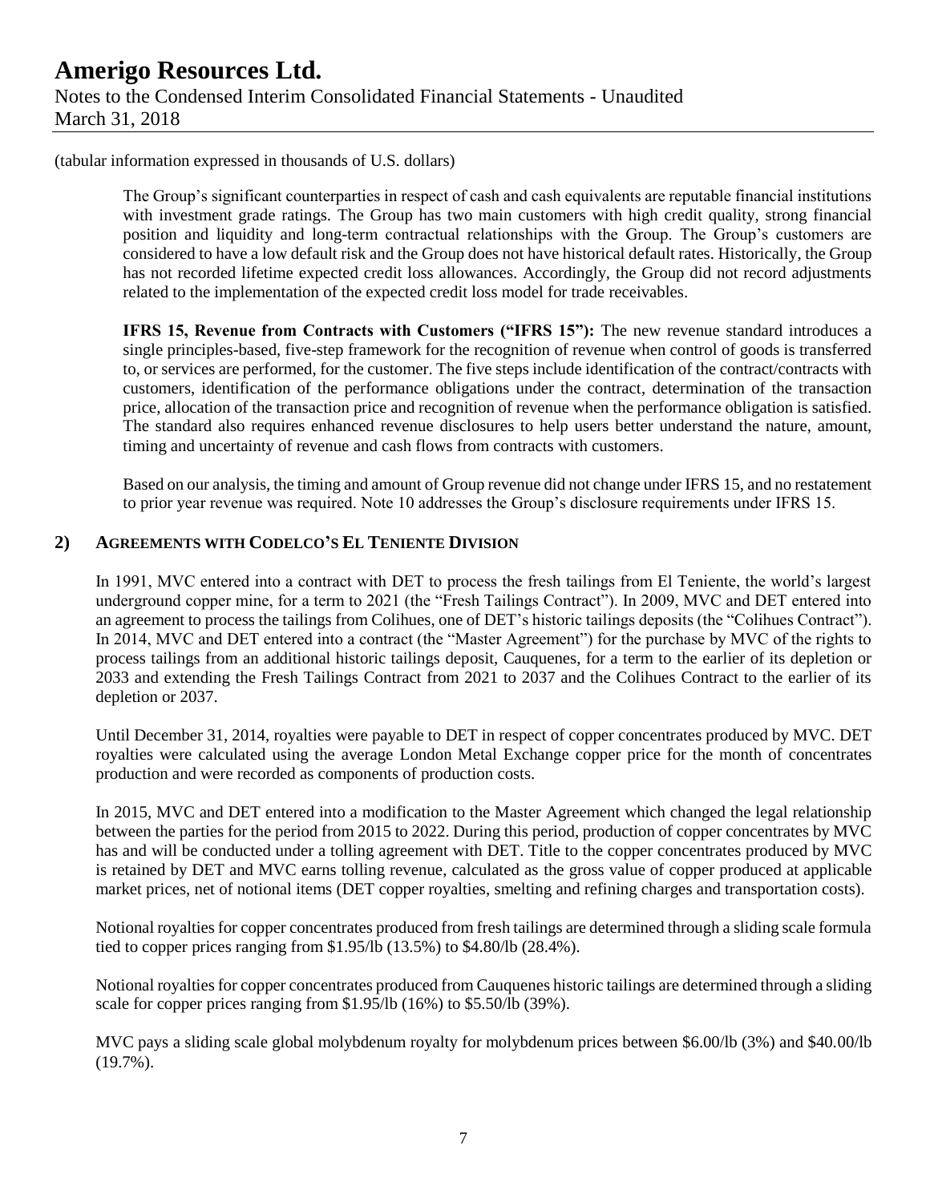(tabular information expressed in thousands of U.S. dollars)

The Group's significant counterparties in respect of cash and cash equivalents are reputable financial institutions with investment grade ratings. The Group has two main customers with high credit quality, strong financial position and liquidity and long-term contractual relationships with the Group. The Group's customers are considered to have a low default risk and the Group does not have historical default rates. Historically, the Group has not recorded lifetime expected credit loss allowances. Accordingly, the Group did not record adjustments related to the implementation of the expected credit loss model for trade receivables.

**IFRS 15, Revenue from Contracts with Customers ("IFRS 15"):** The new revenue standard introduces a single principles-based, five-step framework for the recognition of revenue when control of goods is transferred to, or services are performed, for the customer. The five steps include identification of the contract/contracts with customers, identification of the performance obligations under the contract, determination of the transaction price, allocation of the transaction price and recognition of revenue when the performance obligation is satisfied. The standard also requires enhanced revenue disclosures to help users better understand the nature, amount, timing and uncertainty of revenue and cash flows from contracts with customers.

Based on our analysis, the timing and amount of Group revenue did not change under IFRS 15, and no restatement to prior year revenue was required. Note 10 addresses the Group's disclosure requirements under IFRS 15.

## 2) AGREEMENTS WITH CODELCO'S EL TENIENTE DIVISION

In 1991, MVC entered into a contract with DET to process the fresh tailings from El Teniente, the world's largest underground copper mine, for a term to 2021 (the "Fresh Tailings Contract"). In 2009, MVC and DET entered into an agreement to process the tailings from Colihues, one of DET's historic tailings deposits (the "Colihues Contract"). In 2014, MVC and DET entered into a contract (the "Master Agreement") for the purchase by MVC of the rights to process tailings from an additional historic tailings deposit, Cauquenes, for a term to the earlier of its depletion or 2033 and extending the Fresh Tailings Contract from 2021 to 2037 and the Colihues Contract to the earlier of its depletion or 2037.

Until December 31, 2014, royalties were payable to DET in respect of copper concentrates produced by MVC. DET royalties were calculated using the average London Metal Exchange copper price for the month of concentrates production and were recorded as components of production costs.

In 2015, MVC and DET entered into a modification to the Master Agreement which changed the legal relationship between the parties for the period from 2015 to 2022. During this period, production of copper concentrates by MVC has and will be conducted under a tolling agreement with DET. Title to the copper concentrates produced by MVC is retained by DET and MVC earns tolling revenue, calculated as the gross value of copper produced at applicable market prices, net of notional items (DET copper royalties, smelting and refining charges and transportation costs).

Notional royalties for copper concentrates produced from fresh tailings are determined through a sliding scale formula tied to copper prices ranging from $1.95/lb (13.5%) to $4.80/lb (28.4%).

Notional royalties for copper concentrates produced from Cauquenes historic tailings are determined through a sliding scale for copper prices ranging from $1.95/lb (16%) to $5.50/lb (39%).

MVC pays a sliding scale global molybdenum royalty for molybdenum prices between $6.00/lb (3%) and $40.00/lb (19.7%).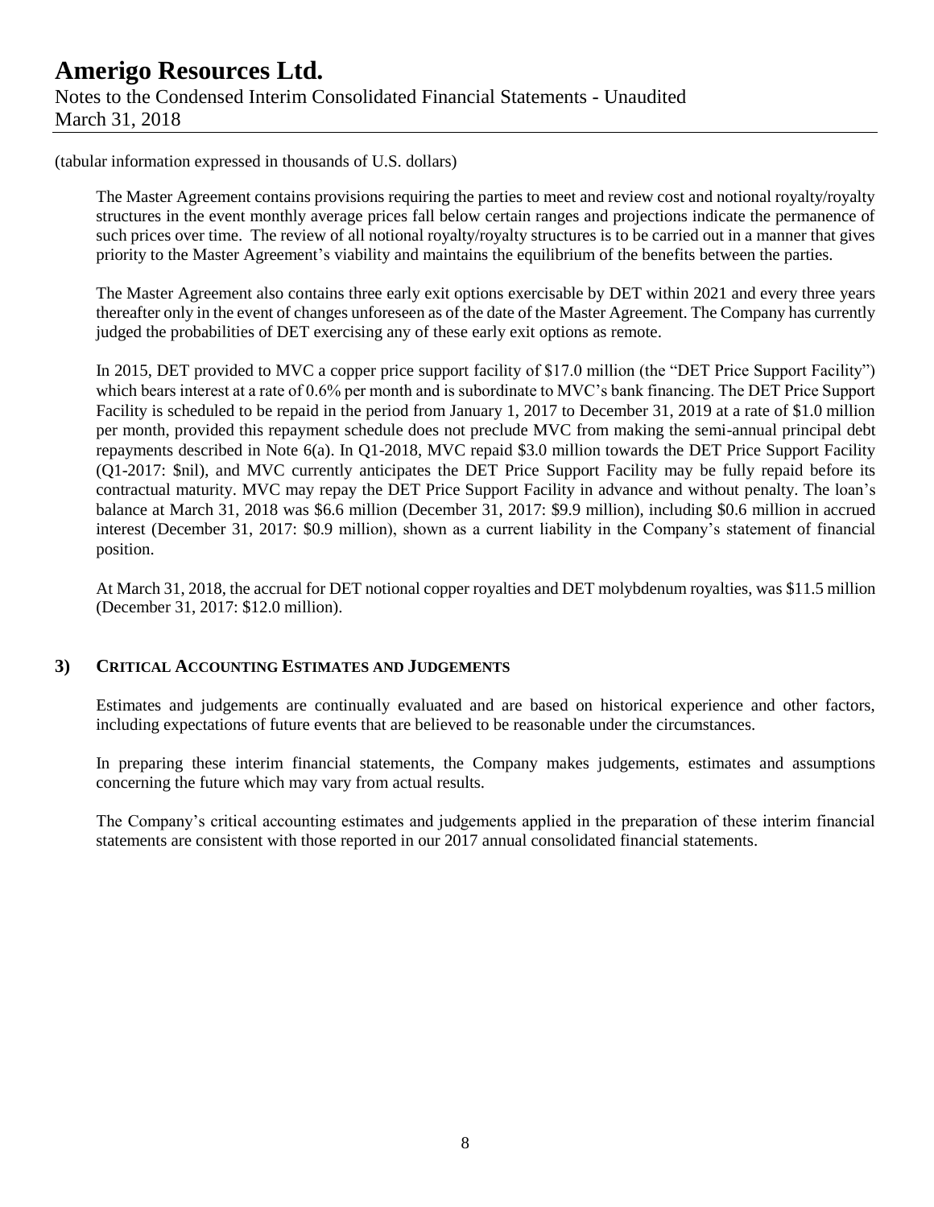(tabular information expressed in thousands of U.S. dollars)

The Master Agreement contains provisions requiring the parties to meet and review cost and notional royalty/royalty structures in the event monthly average prices fall below certain ranges and projections indicate the permanence of such prices over time. The review of all notional royalty/royalty structures is to be carried out in a manner that gives priority to the Master Agreement's viability and maintains the equilibrium of the benefits between the parties.

The Master Agreement also contains three early exit options exercisable by DET within 2021 and every three years thereafter only in the event of changes unforeseen as of the date of the Master Agreement. The Company has currently judged the probabilities of DET exercising any of these early exit options as remote.

In 2015, DET provided to MVC a copper price support facility of $17.0 million (the "DET Price Support Facility") which bears interest at a rate of 0.6% per month and is subordinate to MVC's bank financing. The DET Price Support Facility is scheduled to be repaid in the period from January 1, 2017 to December 31, 2019 at a rate of $1.0 million per month, provided this repayment schedule does not preclude MVC from making the semi-annual principal debt repayments described in Note 6(a). In Q1-2018, MVC repaid $3.0 million towards the DET Price Support Facility (Q1-2017: $nil), and MVC currently anticipates the DET Price Support Facility may be fully repaid before its contractual maturity. MVC may repay the DET Price Support Facility in advance and without penalty. The loan's balance at March 31, 2018 was $6.6 million (December 31, 2017: $9.9 million), including $0.6 million in accrued interest (December 31, 2017: $0.9 million), shown as a current liability in the Company's statement of financial position.

At March 31, 2018, the accrual for DET notional copper royalties and DET molybdenum royalties, was $11.5 million (December 31, 2017: $12.0 million).

## 3) CRITICAL ACCOUNTING ESTIMATES AND JUDGEMENTS

Estimates and judgements are continually evaluated and are based on historical experience and other factors, including expectations of future events that are believed to be reasonable under the circumstances.

In preparing these interim financial statements, the Company makes judgements, estimates and assumptions concerning the future which may vary from actual results.

The Company's critical accounting estimates and judgements applied in the preparation of these interim financial statements are consistent with those reported in our 2017 annual consolidated financial statements.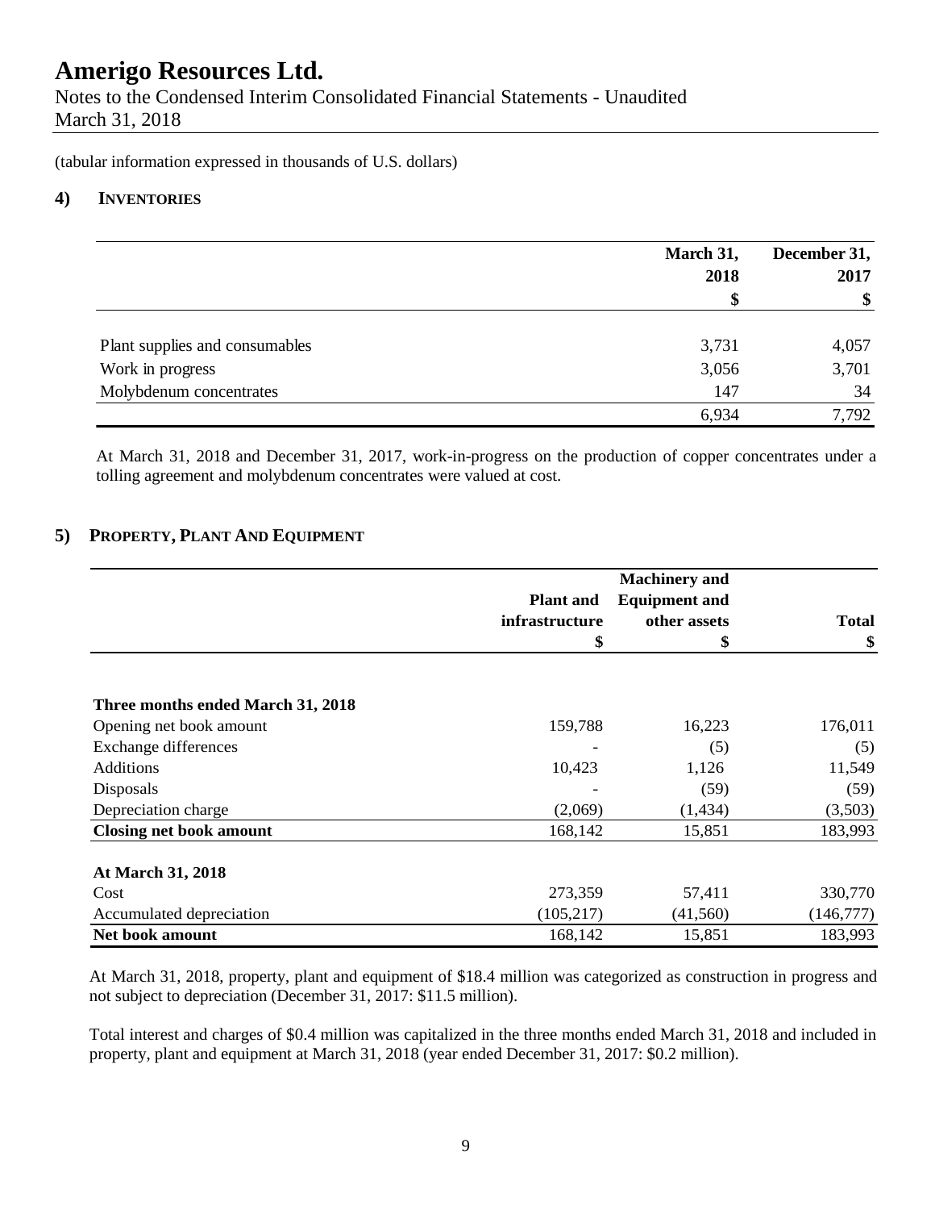# Amerigo Resources Ltd.

Notes to the Condensed Interim Consolidated Financial Statements - Unaudited
March 31, 2018

(tabular information expressed in thousands of U.S. dollars)

## 4) INVENTORIES

| | March 31, 2018 $ | December 31, 2017 $ |
|---|---|---|
| Plant supplies and consumables | 3,731 | 4,057 |
| Work in progress | 3,056 | 3,701 |
| Molybdenum concentrates | 147 | 34 |
| | 6,934 | 7,792 |

At March 31, 2018 and December 31, 2017, work-in-progress on the production of copper concentrates under a tolling agreement and molybdenum concentrates were valued at cost.

## 5) PROPERTY, PLANT AND EQUIPMENT

| | Plant and infrastructure $ | Machinery and Equipment and other assets $ | Total $ |
|---|---|---|---|
| **Three months ended March 31, 2018** | | | |
| Opening net book amount | 159,788 | 16,223 | 176,011 |
| Exchange differences | - | (5) | (5) |
| Additions | 10,423 | 1,126 | 11,549 |
| Disposals | - | (59) | (59) |
| Depreciation charge | (2,069) | (1,434) | (3,503) |
| **Closing net book amount** | 168,142 | 15,851 | 183,993 |
| **At March 31, 2018** | | | |
| Cost | 273,359 | 57,411 | 330,770 |
| Accumulated depreciation | (105,217) | (41,560) | (146,777) |
| **Net book amount** | 168,142 | 15,851 | 183,993 |

At March 31, 2018, property, plant and equipment of $18.4 million was categorized as construction in progress and not subject to depreciation (December 31, 2017: $11.5 million).

Total interest and charges of $0.4 million was capitalized in the three months ended March 31, 2018 and included in property, plant and equipment at March 31, 2018 (year ended December 31, 2017: $0.2 million).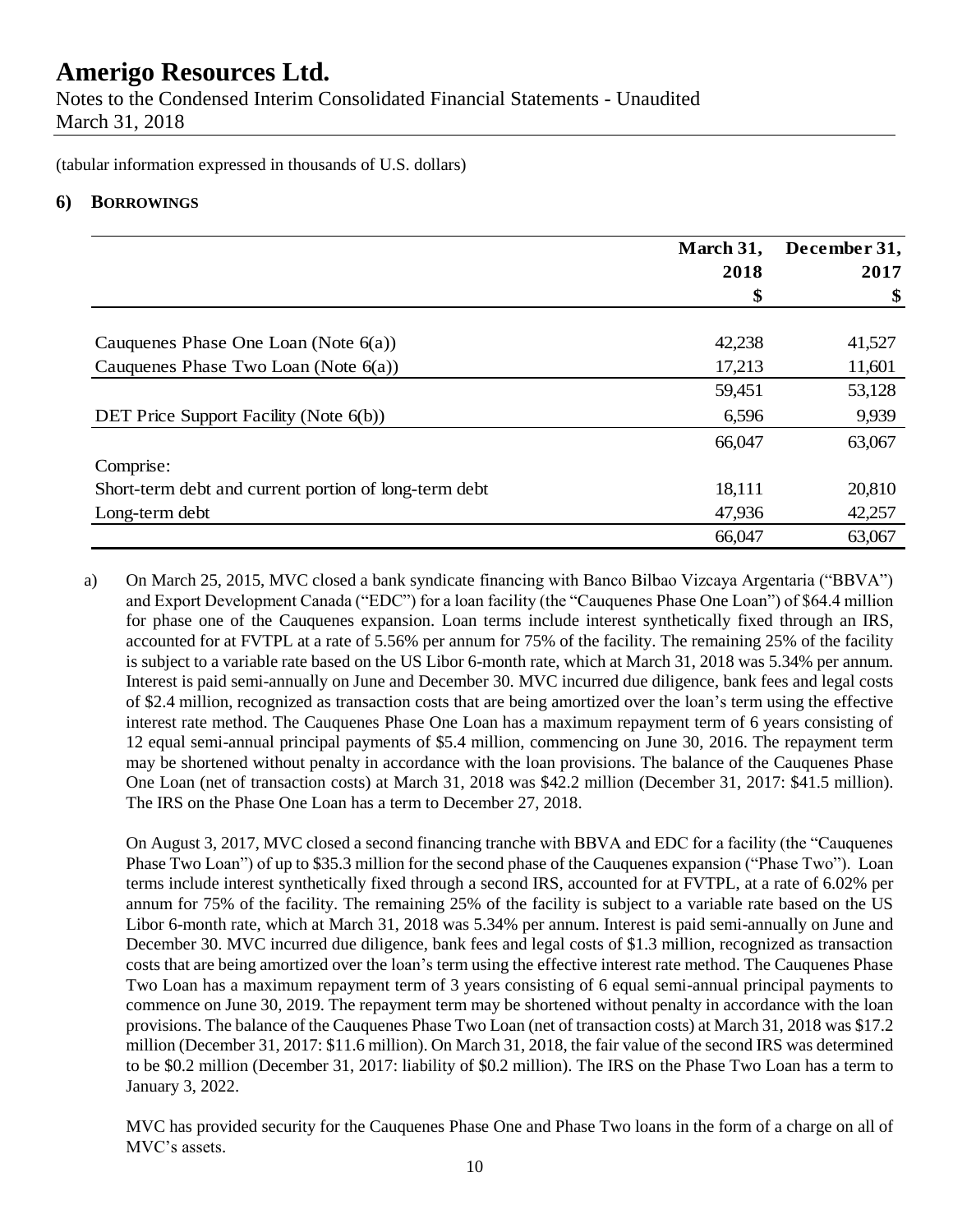# Amerigo Resources Ltd.

Notes to the Condensed Interim Consolidated Financial Statements - Unaudited
March 31, 2018

(tabular information expressed in thousands of U.S. dollars)

## 6) Borrowings

| | March 31, 2018 $ | December 31, 2017 $ |
|---|---|---|
| Cauquenes Phase One Loan (Note 6(a)) | 42,238 | 41,527 |
| Cauquenes Phase Two Loan (Note 6(a)) | 17,213 | 11,601 |
| | 59,451 | 53,128 |
| DET Price Support Facility (Note 6(b)) | 6,596 | 9,939 |
| | 66,047 | 63,067 |
| Comprise: | | |
| Short-term debt and current portion of long-term debt | 18,111 | 20,810 |
| Long-term debt | 47,936 | 42,257 |
| | 66,047 | 63,067 |

a) On March 25, 2015, MVC closed a bank syndicate financing with Banco Bilbao Vizcaya Argentaria ("BBVA") and Export Development Canada ("EDC") for a loan facility (the "Cauquenes Phase One Loan") of $64.4 million for phase one of the Cauquenes expansion. Loan terms include interest synthetically fixed through an IRS, accounted for at FVTPL at a rate of 5.56% per annum for 75% of the facility. The remaining 25% of the facility is subject to a variable rate based on the US Libor 6-month rate, which at March 31, 2018 was 5.34% per annum. Interest is paid semi-annually on June and December 30. MVC incurred due diligence, bank fees and legal costs of $2.4 million, recognized as transaction costs that are being amortized over the loan's term using the effective interest rate method. The Cauquenes Phase One Loan has a maximum repayment term of 6 years consisting of 12 equal semi-annual principal payments of $5.4 million, commencing on June 30, 2016. The repayment term may be shortened without penalty in accordance with the loan provisions. The balance of the Cauquenes Phase One Loan (net of transaction costs) at March 31, 2018 was $42.2 million (December 31, 2017: $41.5 million). The IRS on the Phase One Loan has a term to December 27, 2018.

On August 3, 2017, MVC closed a second financing tranche with BBVA and EDC for a facility (the "Cauquenes Phase Two Loan") of up to $35.3 million for the second phase of the Cauquenes expansion ("Phase Two"). Loan terms include interest synthetically fixed through a second IRS, accounted for at FVTPL, at a rate of 6.02% per annum for 75% of the facility. The remaining 25% of the facility is subject to a variable rate based on the US Libor 6-month rate, which at March 31, 2018 was 5.34% per annum. Interest is paid semi-annually on June and December 30. MVC incurred due diligence, bank fees and legal costs of $1.3 million, recognized as transaction costs that are being amortized over the loan's term using the effective interest rate method. The Cauquenes Phase Two Loan has a maximum repayment term of 3 years consisting of 6 equal semi-annual principal payments to commence on June 30, 2019. The repayment term may be shortened without penalty in accordance with the loan provisions. The balance of the Cauquenes Phase Two Loan (net of transaction costs) at March 31, 2018 was $17.2 million (December 31, 2017: $11.6 million). On March 31, 2018, the fair value of the second IRS was determined to be $0.2 million (December 31, 2017: liability of $0.2 million). The IRS on the Phase Two Loan has a term to January 3, 2022.

MVC has provided security for the Cauquenes Phase One and Phase Two loans in the form of a charge on all of MVC's assets.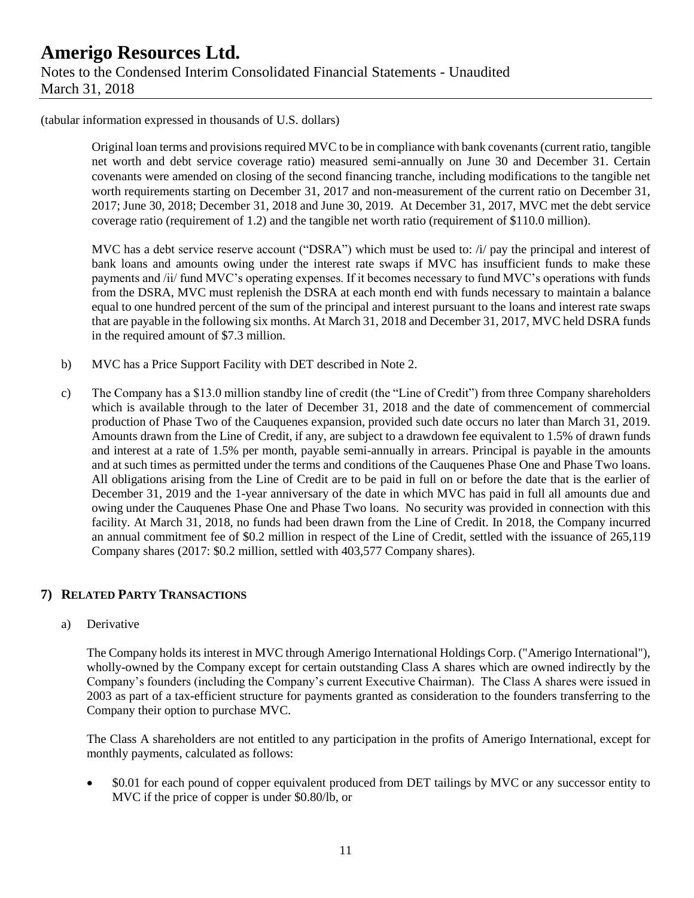(tabular information expressed in thousands of U.S. dollars)

Original loan terms and provisions required MVC to be in compliance with bank covenants (current ratio, tangible net worth and debt service coverage ratio) measured semi-annually on June 30 and December 31. Certain covenants were amended on closing of the second financing tranche, including modifications to the tangible net worth requirements starting on December 31, 2017 and non-measurement of the current ratio on December 31, 2017; June 30, 2018; December 31, 2018 and June 30, 2019. At December 31, 2017, MVC met the debt service coverage ratio (requirement of 1.2) and the tangible net worth ratio (requirement of \$110.0 million).

MVC has a debt service reserve account ("DSRA") which must be used to: /i/ pay the principal and interest of bank loans and amounts owing under the interest rate swaps if MVC has insufficient funds to make these payments and /ii/ fund MVC's operating expenses. If it becomes necessary to fund MVC's operations with funds from the DSRA, MVC must replenish the DSRA at each month end with funds necessary to maintain a balance equal to one hundred percent of the sum of the principal and interest pursuant to the loans and interest rate swaps that are payable in the following six months. At March 31, 2018 and December 31, 2017, MVC held DSRA funds in the required amount of \$7.3 million.

b) MVC has a Price Support Facility with DET described in Note 2.

c) The Company has a \$13.0 million standby line of credit (the "Line of Credit") from three Company shareholders which is available through to the later of December 31, 2018 and the date of commencement of commercial production of Phase Two of the Cauquenes expansion, provided such date occurs no later than March 31, 2019. Amounts drawn from the Line of Credit, if any, are subject to a drawdown fee equivalent to 1.5% of drawn funds and interest at a rate of 1.5% per month, payable semi-annually in arrears. Principal is payable in the amounts and at such times as permitted under the terms and conditions of the Cauquenes Phase One and Phase Two loans. All obligations arising from the Line of Credit are to be paid in full on or before the date that is the earlier of December 31, 2019 and the 1-year anniversary of the date in which MVC has paid in full all amounts due and owing under the Cauquenes Phase One and Phase Two loans. No security was provided in connection with this facility. At March 31, 2018, no funds had been drawn from the Line of Credit. In 2018, the Company incurred an annual commitment fee of \$0.2 million in respect of the Line of Credit, settled with the issuance of 265,119 Company shares (2017: \$0.2 million, settled with 403,577 Company shares).

## 7) RELATED PARTY TRANSACTIONS

a) Derivative

The Company holds its interest in MVC through Amerigo International Holdings Corp. ("Amerigo International"), wholly-owned by the Company except for certain outstanding Class A shares which are owned indirectly by the Company's founders (including the Company's current Executive Chairman). The Class A shares were issued in 2003 as part of a tax-efficient structure for payments granted as consideration to the founders transferring to the Company their option to purchase MVC.

The Class A shareholders are not entitled to any participation in the profits of Amerigo International, except for monthly payments, calculated as follows:

- \$0.01 for each pound of copper equivalent produced from DET tailings by MVC or any successor entity to MVC if the price of copper is under \$0.80/lb, or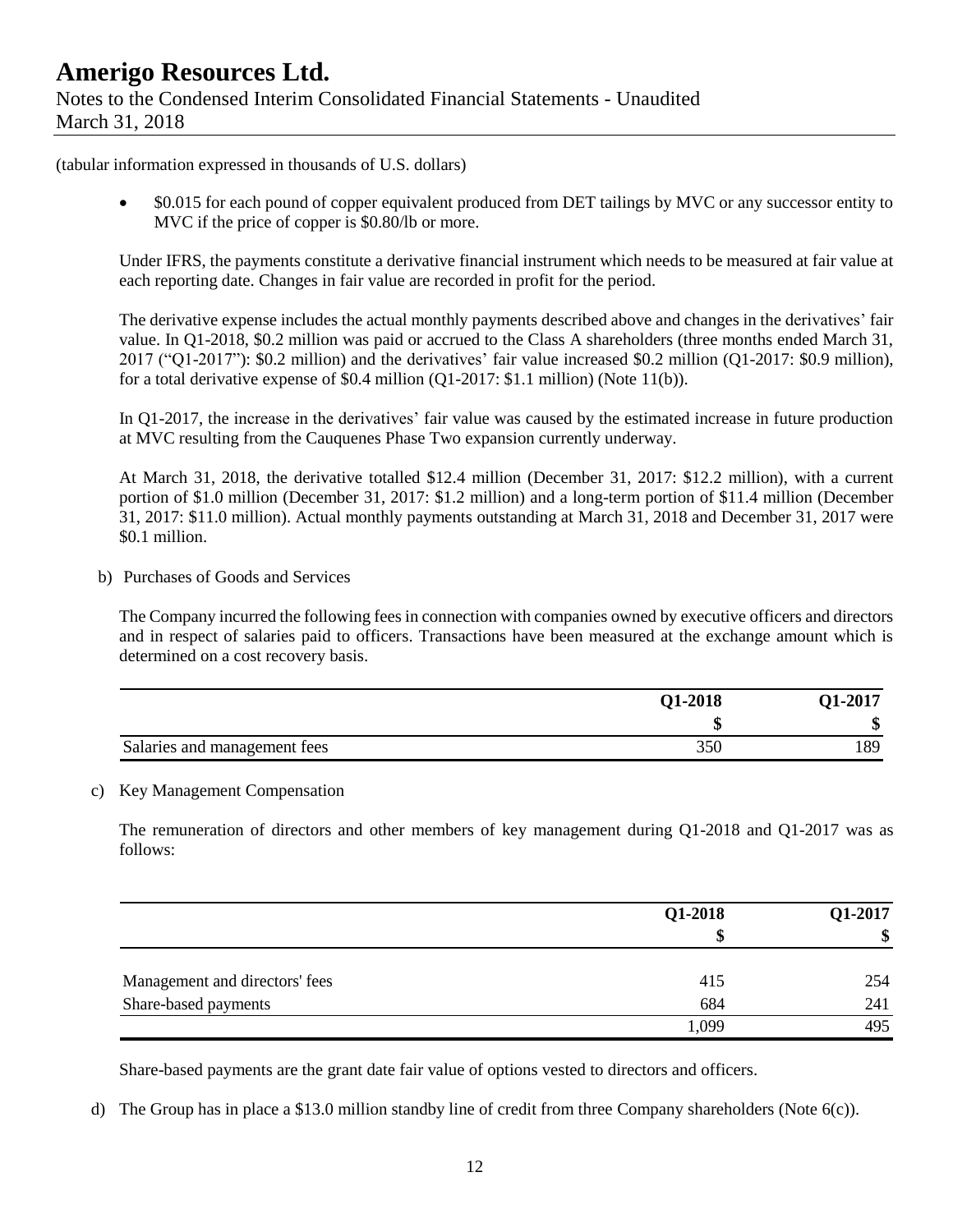(tabular information expressed in thousands of U.S. dollars)

- $0.015 for each pound of copper equivalent produced from DET tailings by MVC or any successor entity to MVC if the price of copper is $0.80/lb or more.

Under IFRS, the payments constitute a derivative financial instrument which needs to be measured at fair value at each reporting date. Changes in fair value are recorded in profit for the period.

The derivative expense includes the actual monthly payments described above and changes in the derivatives' fair value. In Q1-2018, $0.2 million was paid or accrued to the Class A shareholders (three months ended March 31, 2017 ("Q1-2017"): $0.2 million) and the derivatives' fair value increased $0.2 million (Q1-2017: $0.9 million), for a total derivative expense of $0.4 million (Q1-2017: $1.1 million) (Note 11(b)).

In Q1-2017, the increase in the derivatives' fair value was caused by the estimated increase in future production at MVC resulting from the Cauquenes Phase Two expansion currently underway.

At March 31, 2018, the derivative totalled $12.4 million (December 31, 2017: $12.2 million), with a current portion of $1.0 million (December 31, 2017: $1.2 million) and a long-term portion of $11.4 million (December 31, 2017: $11.0 million). Actual monthly payments outstanding at March 31, 2018 and December 31, 2017 were $0.1 million.

b) Purchases of Goods and Services

The Company incurred the following fees in connection with companies owned by executive officers and directors and in respect of salaries paid to officers. Transactions have been measured at the exchange amount which is determined on a cost recovery basis.

| | Q1-2018 | Q1-2017 |
|---|---|---|
| | $ | $ |
| Salaries and management fees | 350 | 189 |

c) Key Management Compensation

The remuneration of directors and other members of key management during Q1-2018 and Q1-2017 was as follows:

| | Q1-2018 | Q1-2017 |
|---|---|---|
| | $ | $ |
| Management and directors' fees | 415 | 254 |
| Share-based payments | 684 | 241 |
| | 1,099 | 495 |

Share-based payments are the grant date fair value of options vested to directors and officers.

d) The Group has in place a $13.0 million standby line of credit from three Company shareholders (Note 6(c)).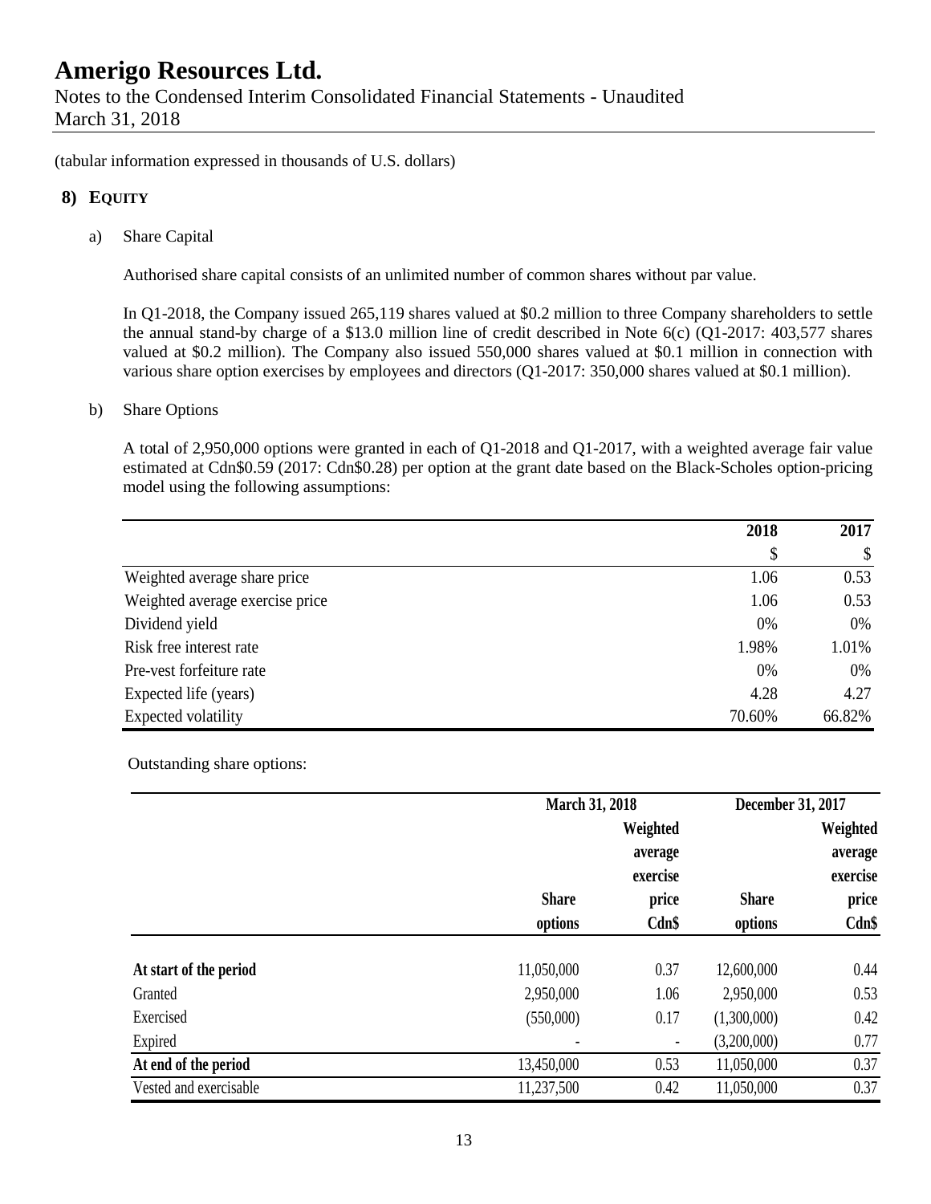(tabular information expressed in thousands of U.S. dollars)

## 8) EQUITY

a) Share Capital

Authorised share capital consists of an unlimited number of common shares without par value.

In Q1-2018, the Company issued 265,119 shares valued at $0.2 million to three Company shareholders to settle the annual stand-by charge of a $13.0 million line of credit described in Note 6(c) (Q1-2017: 403,577 shares valued at $0.2 million). The Company also issued 550,000 shares valued at $0.1 million in connection with various share option exercises by employees and directors (Q1-2017: 350,000 shares valued at $0.1 million).

b) Share Options

A total of 2,950,000 options were granted in each of Q1-2018 and Q1-2017, with a weighted average fair value estimated at Cdn$0.59 (2017: Cdn$0.28) per option at the grant date based on the Black-Scholes option-pricing model using the following assumptions:

| | 2018 | 2017 |
|---|---|---|
| | $ | $ |
| Weighted average share price | 1.06 | 0.53 |
| Weighted average exercise price | 1.06 | 0.53 |
| Dividend yield | 0% | 0% |
| Risk free interest rate | 1.98% | 1.01% |
| Pre-vest forfeiture rate | 0% | 0% |
| Expected life (years) | 4.28 | 4.27 |
| Expected volatility | 70.60% | 66.82% |

Outstanding share options:

| | March 31, 2018 | | December 31, 2017 | |
|---|---|---|---|---|
| | Share options | Weighted average exercise price Cdn$ | Share options | Weighted average exercise price Cdn$ |
| **At start of the period** | 11,050,000 | 0.37 | 12,600,000 | 0.44 |
| Granted | 2,950,000 | 1.06 | 2,950,000 | 0.53 |
| Exercised | (550,000) | 0.17 | (1,300,000) | 0.42 |
| Expired | - | - | (3,200,000) | 0.77 |
| **At end of the period** | 13,450,000 | 0.53 | 11,050,000 | 0.37 |
| Vested and exercisable | 11,237,500 | 0.42 | 11,050,000 | 0.37 |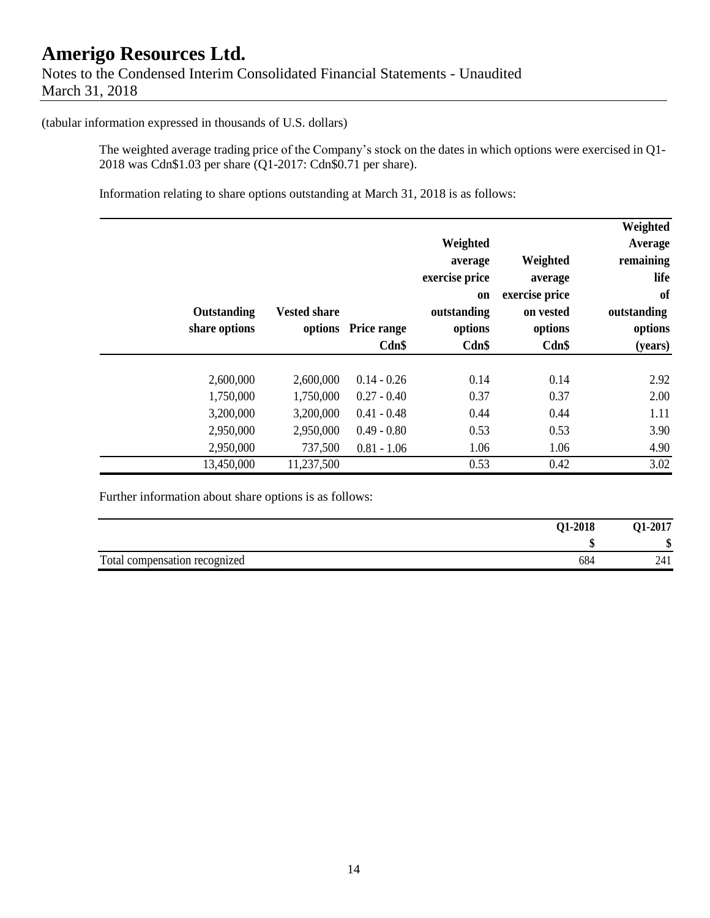(tabular information expressed in thousands of U.S. dollars)

The weighted average trading price of the Company's stock on the dates in which options were exercised in Q1-2018 was Cdn$1.03 per share (Q1-2017: Cdn$0.71 per share).

Information relating to share options outstanding at March 31, 2018 is as follows:

| Outstanding share options | Vested share options | Price range Cdn$ | Weighted average exercise price on outstanding options Cdn$ | Weighted average exercise price on vested options Cdn$ | Weighted Average remaining life of outstanding options (years) |
|---|---|---|---|---|---|
| 2,600,000 | 2,600,000 | 0.14 - 0.26 | 0.14 | 0.14 | 2.92 |
| 1,750,000 | 1,750,000 | 0.27 - 0.40 | 0.37 | 0.37 | 2.00 |
| 3,200,000 | 3,200,000 | 0.41 - 0.48 | 0.44 | 0.44 | 1.11 |
| 2,950,000 | 2,950,000 | 0.49 - 0.80 | 0.53 | 0.53 | 3.90 |
| 2,950,000 | 737,500 | 0.81 - 1.06 | 1.06 | 1.06 | 4.90 |
| 13,450,000 | 11,237,500 | | 0.53 | 0.42 | 3.02 |

Further information about share options is as follows:

| | Q1-2018 | Q1-2017 |
|---|---|---|
| | $ | $ |
| Total compensation recognized | 684 | 241 |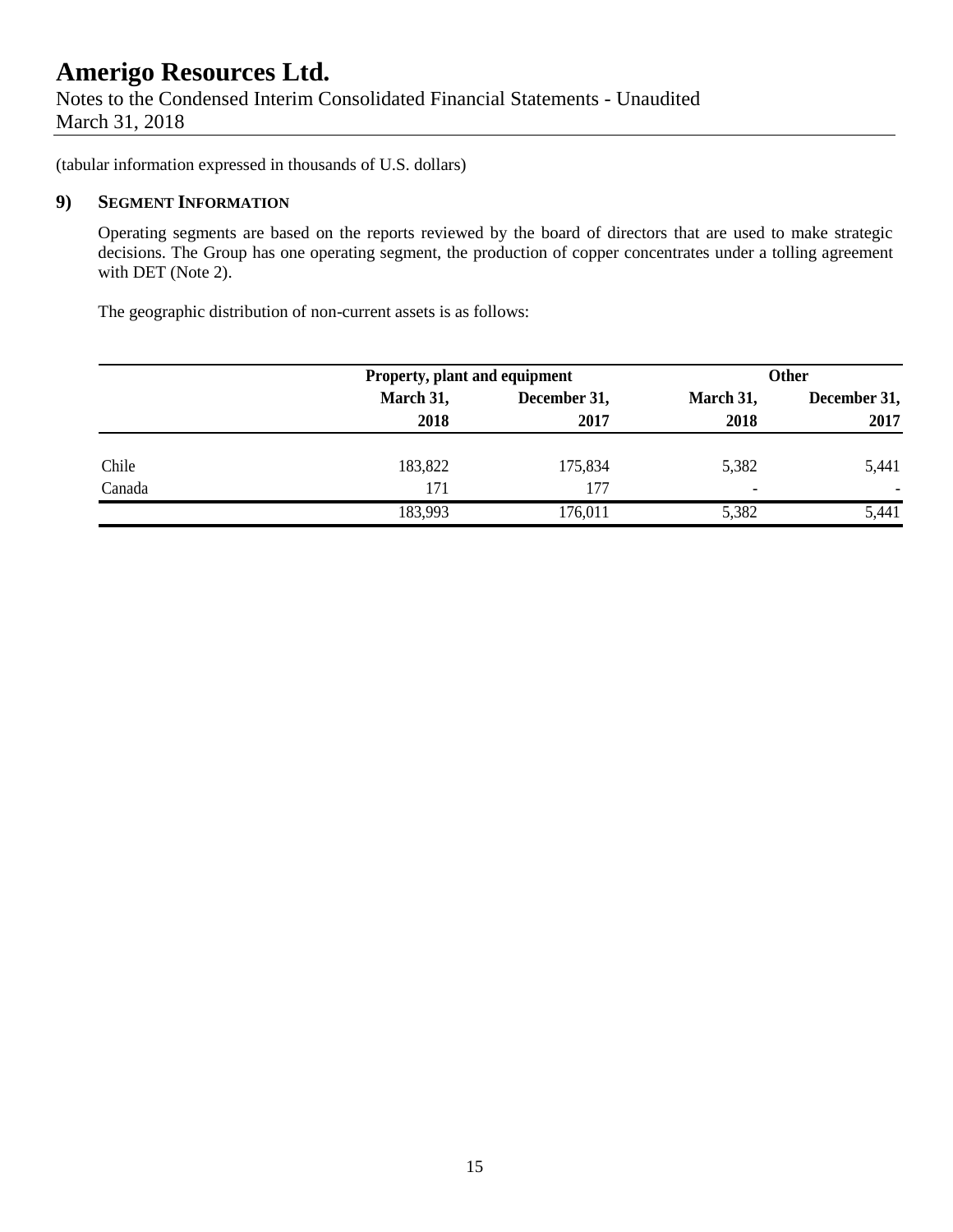# Amerigo Resources Ltd.

Notes to the Condensed Interim Consolidated Financial Statements - Unaudited
March 31, 2018

(tabular information expressed in thousands of U.S. dollars)

## 9) Segment Information

Operating segments are based on the reports reviewed by the board of directors that are used to make strategic decisions. The Group has one operating segment, the production of copper concentrates under a tolling agreement with DET (Note 2).

The geographic distribution of non-current assets is as follows:

| | Property, plant and equipment | | Other | |
|---|---|---|---|---|
| | March 31, 2018 | December 31, 2017 | March 31, 2018 | December 31, 2017 |
| Chile | 183,822 | 175,834 | 5,382 | 5,441 |
| Canada | 171 | 177 | - | - |
| | 183,993 | 176,011 | 5,382 | 5,441 |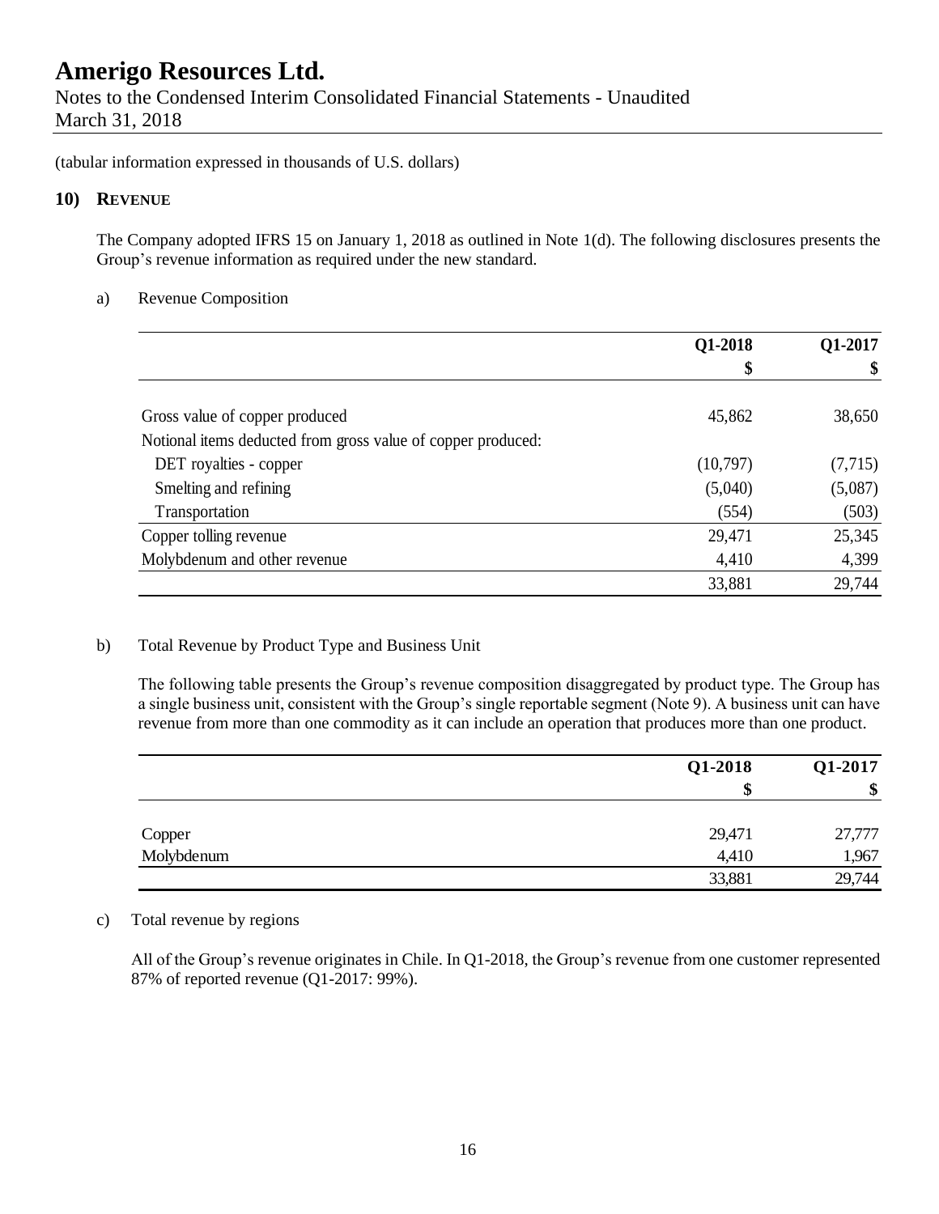(tabular information expressed in thousands of U.S. dollars)

## 10) REVENUE

The Company adopted IFRS 15 on January 1, 2018 as outlined in Note 1(d). The following disclosures presents the Group's revenue information as required under the new standard.

a) Revenue Composition

| | Q1-2018 | Q1-2017 |
|---|---|---|
| | $ | $ |
| Gross value of copper produced | 45,862 | 38,650 |
| Notional items deducted from gross value of copper produced: | | |
| DET royalties - copper | (10,797) | (7,715) |
| Smelting and refining | (5,040) | (5,087) |
| Transportation | (554) | (503) |
| Copper tolling revenue | 29,471 | 25,345 |
| Molybdenum and other revenue | 4,410 | 4,399 |
| | 33,881 | 29,744 |

b) Total Revenue by Product Type and Business Unit

The following table presents the Group's revenue composition disaggregated by product type. The Group has a single business unit, consistent with the Group's single reportable segment (Note 9). A business unit can have revenue from more than one commodity as it can include an operation that produces more than one product.

| | Q1-2018 | Q1-2017 |
|---|---|---|
| | $ | $ |
| Copper | 29,471 | 27,777 |
| Molybdenum | 4,410 | 1,967 |
| | 33,881 | 29,744 |

c) Total revenue by regions

All of the Group's revenue originates in Chile. In Q1-2018, the Group's revenue from one customer represented 87% of reported revenue (Q1-2017: 99%).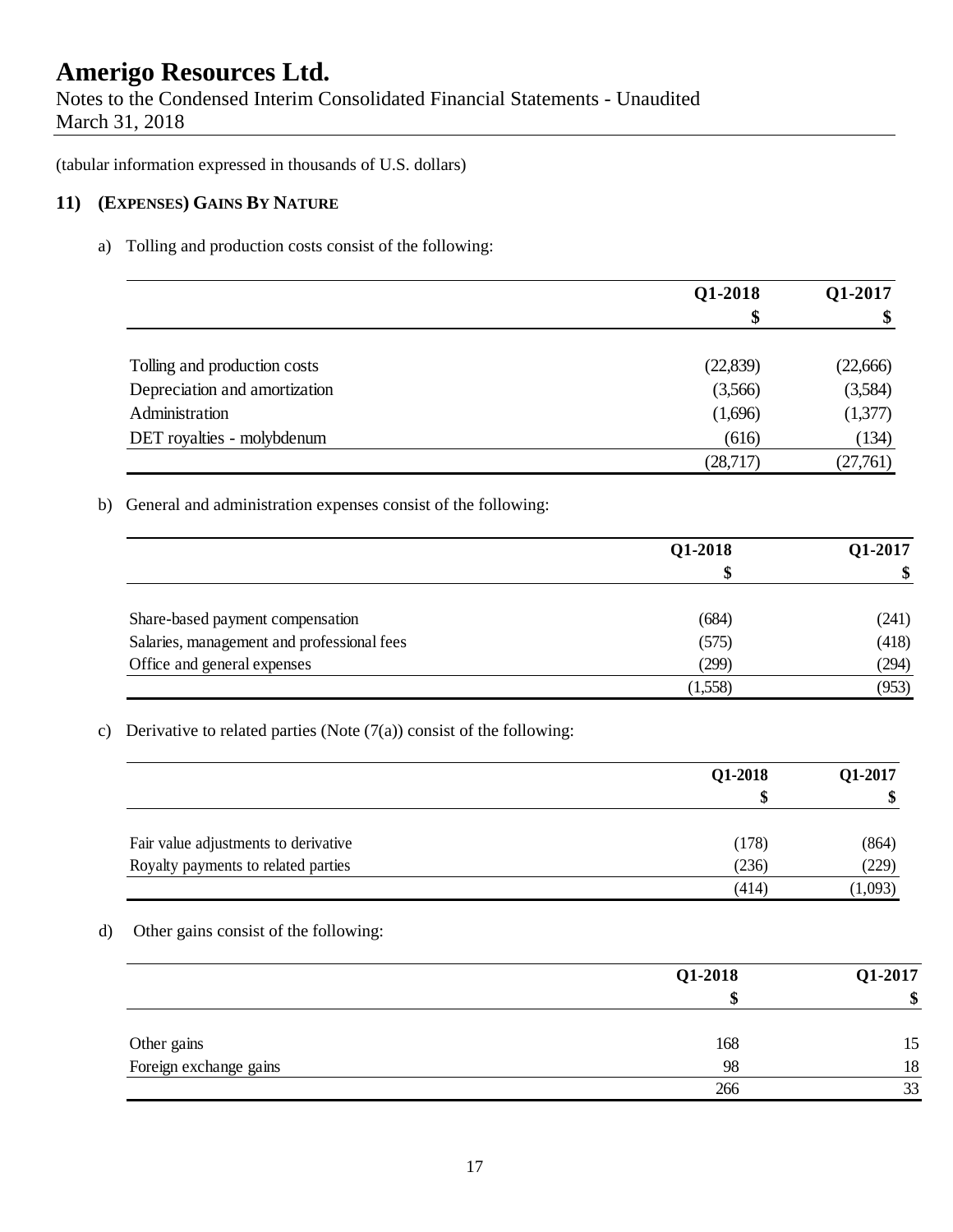# Amerigo Resources Ltd.

Notes to the Condensed Interim Consolidated Financial Statements - Unaudited
March 31, 2018

(tabular information expressed in thousands of U.S. dollars)

## 11) (EXPENSES) GAINS BY NATURE

a) Tolling and production costs consist of the following:

| | Q1-2018 | Q1-2017 |
|---|---|---|
| | $ | $ |
| Tolling and production costs | (22,839) | (22,666) |
| Depreciation and amortization | (3,566) | (3,584) |
| Administration | (1,696) | (1,377) |
| DET royalties - molybdenum | (616) | (134) |
| | (28,717) | (27,761) |

b) General and administration expenses consist of the following:

| | Q1-2018 | Q1-2017 |
|---|---|---|
| | $ | $ |
| Share-based payment compensation | (684) | (241) |
| Salaries, management and professional fees | (575) | (418) |
| Office and general expenses | (299) | (294) |
| | (1,558) | (953) |

c) Derivative to related parties (Note (7(a)) consist of the following:

| | Q1-2018 | Q1-2017 |
|---|---|---|
| | $ | $ |
| Fair value adjustments to derivative | (178) | (864) |
| Royalty payments to related parties | (236) | (229) |
| | (414) | (1,093) |

d) Other gains consist of the following:

| | Q1-2018 | Q1-2017 |
|---|---|---|
| | $ | $ |
| Other gains | 168 | 15 |
| Foreign exchange gains | 98 | 18 |
| | 266 | 33 |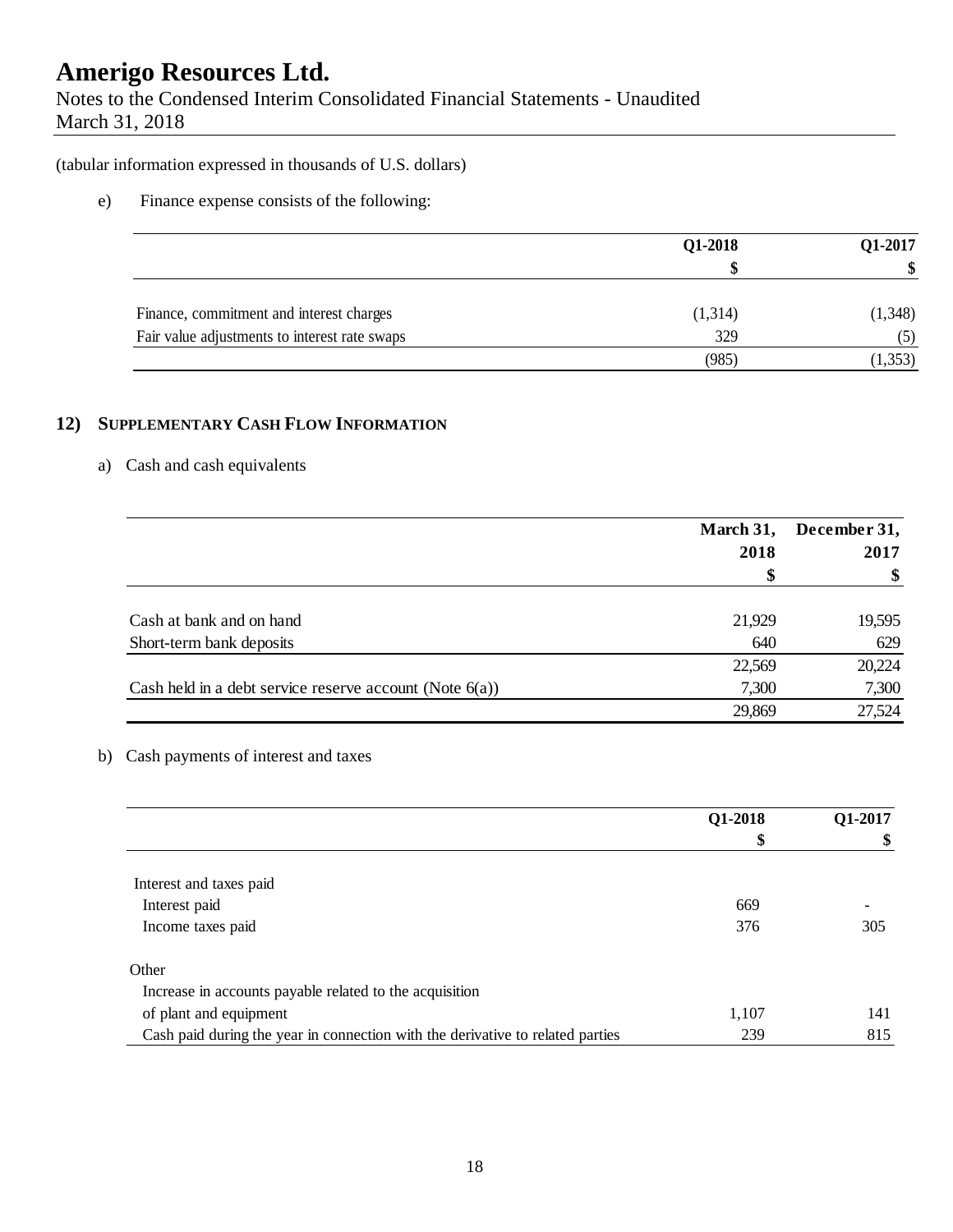(tabular information expressed in thousands of U.S. dollars)

e) Finance expense consists of the following:

| | Q1-2018 | Q1-2017 |
|---|---|---|
| | $ | $ |
| Finance, commitment and interest charges | (1,314) | (1,348) |
| Fair value adjustments to interest rate swaps | 329 | (5) |
| | (985) | (1,353) |

## 12) SUPPLEMENTARY CASH FLOW INFORMATION

a) Cash and cash equivalents

| | March 31, 2018 | December 31, 2017 |
|---|---|---|
| | $ | $ |
| Cash at bank and on hand | 21,929 | 19,595 |
| Short-term bank deposits | 640 | 629 |
| | 22,569 | 20,224 |
| Cash held in a debt service reserve account (Note 6(a)) | 7,300 | 7,300 |
| | 29,869 | 27,524 |

b) Cash payments of interest and taxes

| | Q1-2018 | Q1-2017 |
|---|---|---|
| | $ | $ |
| Interest and taxes paid | | |
| Interest paid | 669 | - |
| Income taxes paid | 376 | 305 |
| Other | | |
| Increase in accounts payable related to the acquisition of plant and equipment | 1,107 | 141 |
| Cash paid during the year in connection with the derivative to related parties | 239 | 815 |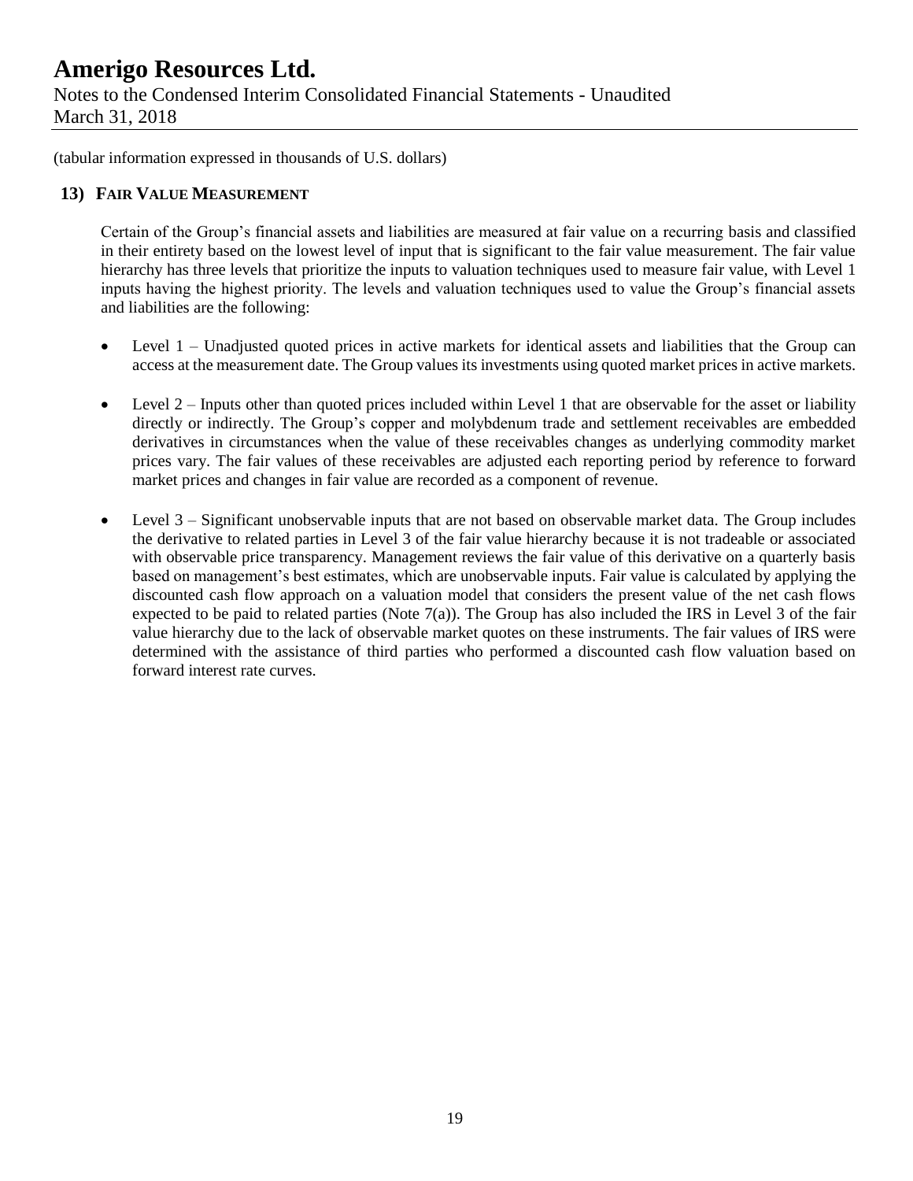(tabular information expressed in thousands of U.S. dollars)

## 13) Fair Value Measurement

Certain of the Group's financial assets and liabilities are measured at fair value on a recurring basis and classified in their entirety based on the lowest level of input that is significant to the fair value measurement. The fair value hierarchy has three levels that prioritize the inputs to valuation techniques used to measure fair value, with Level 1 inputs having the highest priority. The levels and valuation techniques used to value the Group's financial assets and liabilities are the following:

- Level 1 – Unadjusted quoted prices in active markets for identical assets and liabilities that the Group can access at the measurement date. The Group values its investments using quoted market prices in active markets.

- Level 2 – Inputs other than quoted prices included within Level 1 that are observable for the asset or liability directly or indirectly. The Group's copper and molybdenum trade and settlement receivables are embedded derivatives in circumstances when the value of these receivables changes as underlying commodity market prices vary. The fair values of these receivables are adjusted each reporting period by reference to forward market prices and changes in fair value are recorded as a component of revenue.

- Level 3 – Significant unobservable inputs that are not based on observable market data. The Group includes the derivative to related parties in Level 3 of the fair value hierarchy because it is not tradeable or associated with observable price transparency. Management reviews the fair value of this derivative on a quarterly basis based on management's best estimates, which are unobservable inputs. Fair value is calculated by applying the discounted cash flow approach on a valuation model that considers the present value of the net cash flows expected to be paid to related parties (Note 7(a)). The Group has also included the IRS in Level 3 of the fair value hierarchy due to the lack of observable market quotes on these instruments. The fair values of IRS were determined with the assistance of third parties who performed a discounted cash flow valuation based on forward interest rate curves.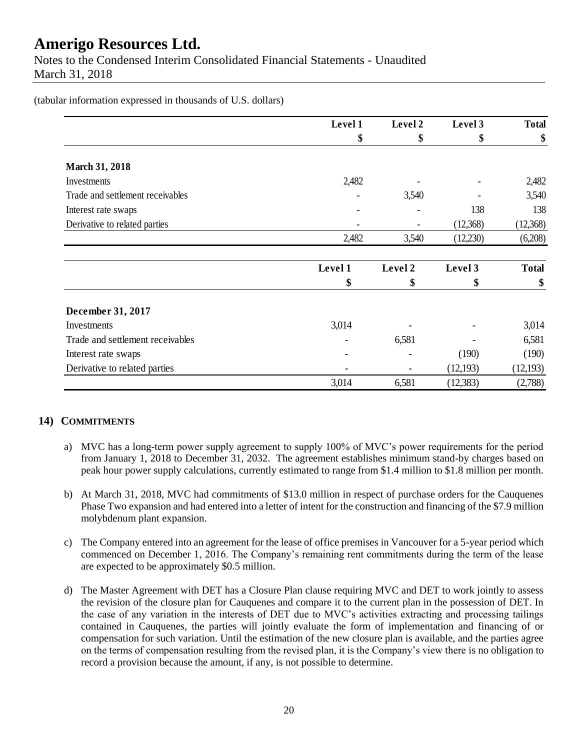(tabular information expressed in thousands of U.S. dollars)

| | Level 1 | Level 2 | Level 3 | Total |
|---|---|---|---|---|
| | $ | $ | $ | $ |
| **March 31, 2018** | | | | |
| Investments | 2,482 | - | - | 2,482 |
| Trade and settlement receivables | - | 3,540 | - | 3,540 |
| Interest rate swaps | - | - | 138 | 138 |
| Derivative to related parties | - | - | (12,368) | (12,368) |
| | 2,482 | 3,540 | (12,230) | (6,208) |

| | Level 1 | Level 2 | Level 3 | Total |
|---|---|---|---|---|
| | $ | $ | $ | $ |
| **December 31, 2017** | | | | |
| Investments | 3,014 | - | - | 3,014 |
| Trade and settlement receivables | - | 6,581 | - | 6,581 |
| Interest rate swaps | - | - | (190) | (190) |
| Derivative to related parties | - | - | (12,193) | (12,193) |
| | 3,014 | 6,581 | (12,383) | (2,788) |

## 14) COMMITMENTS

a) MVC has a long-term power supply agreement to supply 100% of MVC's power requirements for the period from January 1, 2018 to December 31, 2032. The agreement establishes minimum stand-by charges based on peak hour power supply calculations, currently estimated to range from $1.4 million to $1.8 million per month.

b) At March 31, 2018, MVC had commitments of $13.0 million in respect of purchase orders for the Cauquenes Phase Two expansion and had entered into a letter of intent for the construction and financing of the $7.9 million molybdenum plant expansion.

c) The Company entered into an agreement for the lease of office premises in Vancouver for a 5-year period which commenced on December 1, 2016. The Company's remaining rent commitments during the term of the lease are expected to be approximately $0.5 million.

d) The Master Agreement with DET has a Closure Plan clause requiring MVC and DET to work jointly to assess the revision of the closure plan for Cauquenes and compare it to the current plan in the possession of DET. In the case of any variation in the interests of DET due to MVC's activities extracting and processing tailings contained in Cauquenes, the parties will jointly evaluate the form of implementation and financing of or compensation for such variation. Until the estimation of the new closure plan is available, and the parties agree on the terms of compensation resulting from the revised plan, it is the Company's view there is no obligation to record a provision because the amount, if any, is not possible to determine.